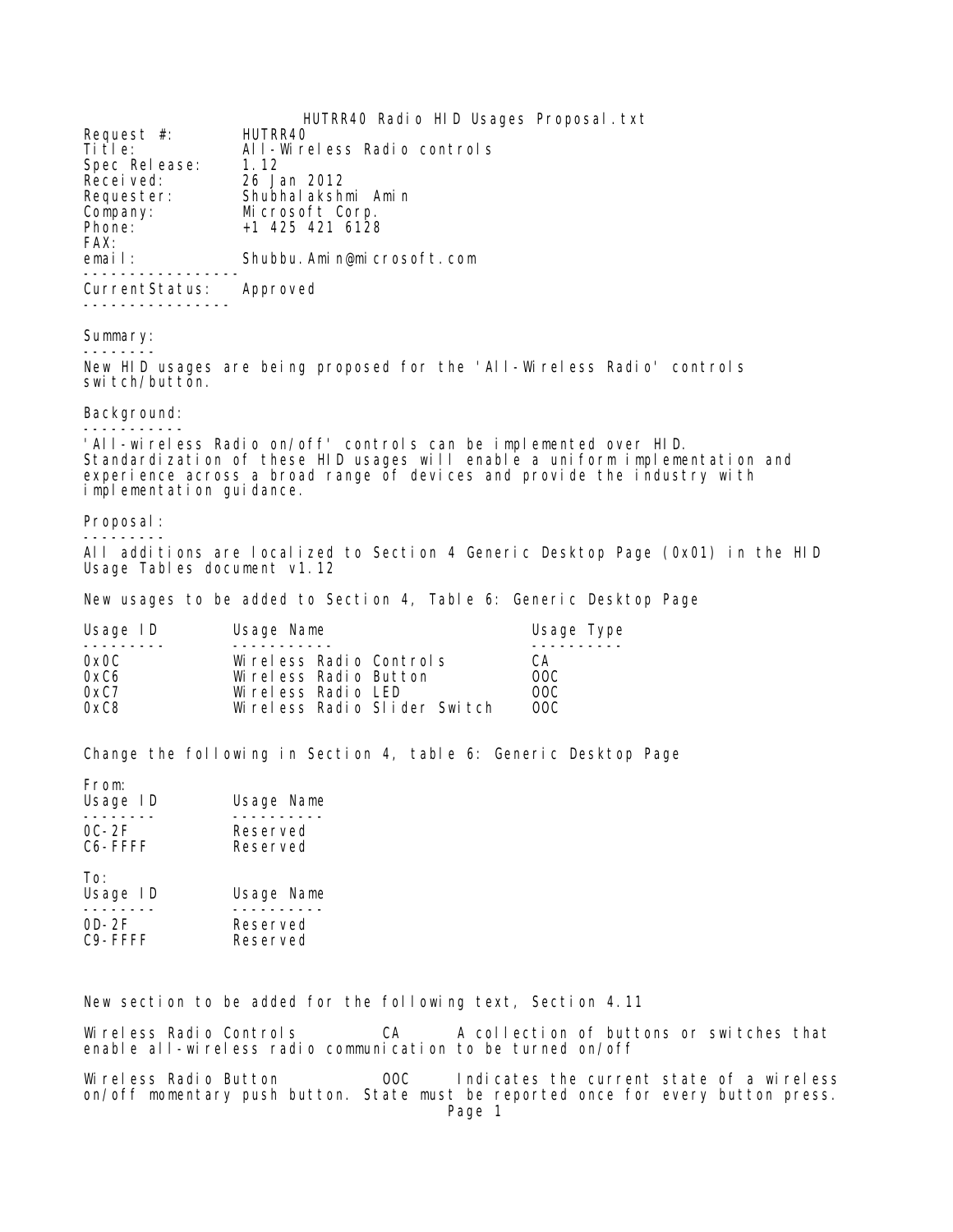HUTRR40 Radio HID Usages Proposal.txt

Request #: HUTRR40
Title: All-Wireless Radio controls
Spec Release: 1.12
Received: 26 Jan 2012
Requester: Shubhalakshmi Amin
Company: Microsoft Corp.
Phone: +1 425 421 6128
FAX:
email: Shubbu.Amin@microsoft.com

-----------------

CurrentStatus: Approved

----------------

## Summary:

New HID usages are being proposed for the 'All-Wireless Radio' controls switch/button.

## Background:

'All-wireless Radio on/off' controls can be implemented over HID. Standardization of these HID usages will enable a uniform implementation and experience across a broad range of devices and provide the industry with implementation guidance.

## Proposal:

All additions are localized to Section 4 Generic Desktop Page (0x01) in the HID Usage Tables document v1.12

New usages to be added to Section 4, Table 6: Generic Desktop Page

| Usage ID | Usage Name | Usage Type |
| --- | --- | --- |
| 0x0C | Wireless Radio Controls | CA |
| 0xC6 | Wireless Radio Button | OOC |
| 0xC7 | Wireless Radio LED | OOC |
| 0xC8 | Wireless Radio Slider Switch | OOC |

Change the following in Section 4, table 6: Generic Desktop Page

From:

| Usage ID | Usage Name |
| --- | --- |
| 0C-2F | Reserved |
| C6-FFFF | Reserved |

To:

| Usage ID | Usage Name |
| --- | --- |
| 0D-2F | Reserved |
| C9-FFFF | Reserved |

New section to be added for the following text, Section 4.11

Wireless Radio Controls CA A collection of buttons or switches that enable all-wireless radio communication to be turned on/off

Wireless Radio Button OOC Indicates the current state of a wireless on/off momentary push button. State must be reported once for every button press.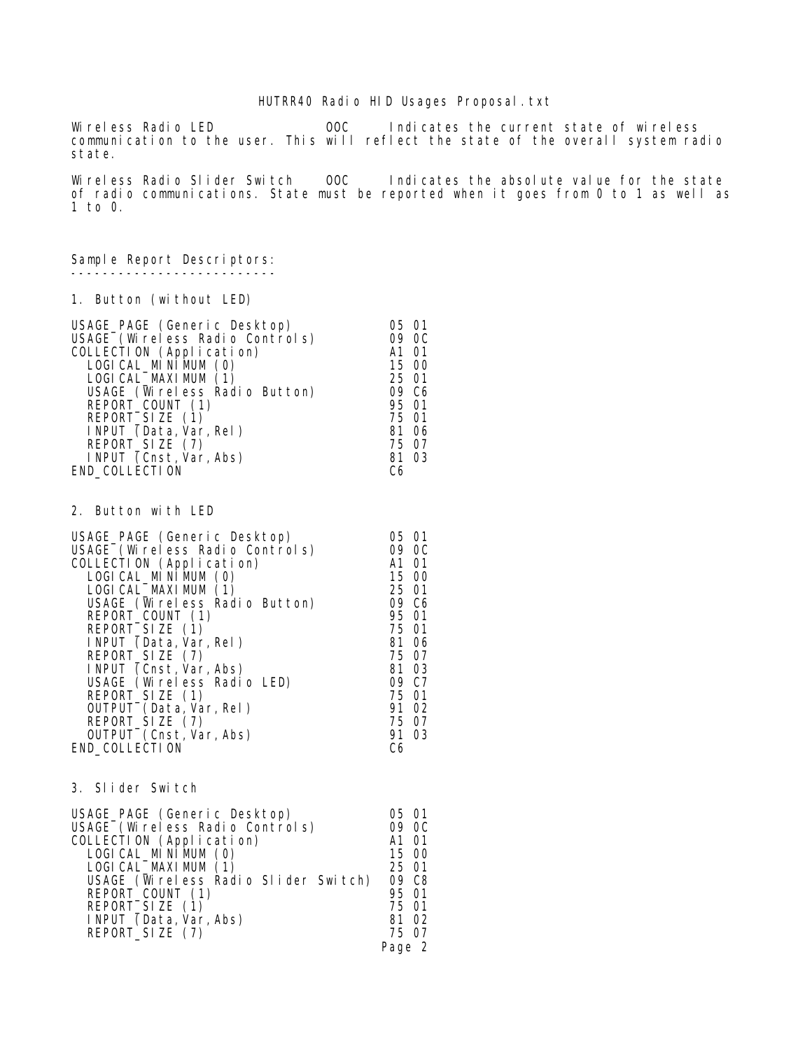Wireless Radio LED    OOC    Indicates the current state of wireless communication to the user. This will reflect the state of the overall system radio state.

Wireless Radio Slider Switch    OOC    Indicates the absolute value for the state of radio communications. State must be reported when it goes from 0 to 1 as well as 1 to 0.

Sample Report Descriptors:
--------------------------

1. Button (without LED)

```
USAGE_PAGE (Generic Desktop)           05 01
USAGE (Wireless Radio Controls)        09 0C
COLLECTION (Application)               A1 01
  LOGICAL_MINIMUM (0)                  15 00
  LOGICAL_MAXIMUM (1)                  25 01
  USAGE (Wireless Radio Button)        09 C6
  REPORT_COUNT (1)                     95 01
  REPORT_SIZE (1)                      75 01
  INPUT (Data,Var,Rel)                 81 06
  REPORT_SIZE (7)                      75 07
  INPUT (Cnst,Var,Abs)                 81 03
END_COLLECTION                         C6
```

2. Button with LED

```
USAGE_PAGE (Generic Desktop)           05 01
USAGE (Wireless Radio Controls)        09 0C
COLLECTION (Application)               A1 01
  LOGICAL_MINIMUM (0)                  15 00
  LOGICAL_MAXIMUM (1)                  25 01
  USAGE (Wireless Radio Button)        09 C6
  REPORT_COUNT (1)                     95 01
  REPORT_SIZE (1)                      75 01
  INPUT (Data,Var,Rel)                 81 06
  REPORT_SIZE (7)                      75 07
  INPUT (Cnst,Var,Abs)                 81 03
  USAGE (Wireless Radio LED)           09 C7
  REPORT_SIZE (1)                      75 01
  OUTPUT (Data,Var,Rel)                91 02
  REPORT_SIZE (7)                      75 07
  OUTPUT (Cnst,Var,Abs)                91 03
END_COLLECTION                         C6
```

3. Slider Switch

```
USAGE_PAGE (Generic Desktop)           05 01
USAGE (Wireless Radio Controls)        09 0C
COLLECTION (Application)               A1 01
  LOGICAL_MINIMUM (0)                  15 00
  LOGICAL_MAXIMUM (1)                  25 01
  USAGE (Wireless Radio Slider Switch) 09 C8
  REPORT_COUNT (1)                     95 01
  REPORT_SIZE (1)                      75 01
  INPUT (Data,Var,Abs)                 81 02
  REPORT_SIZE (7)                      75 07
```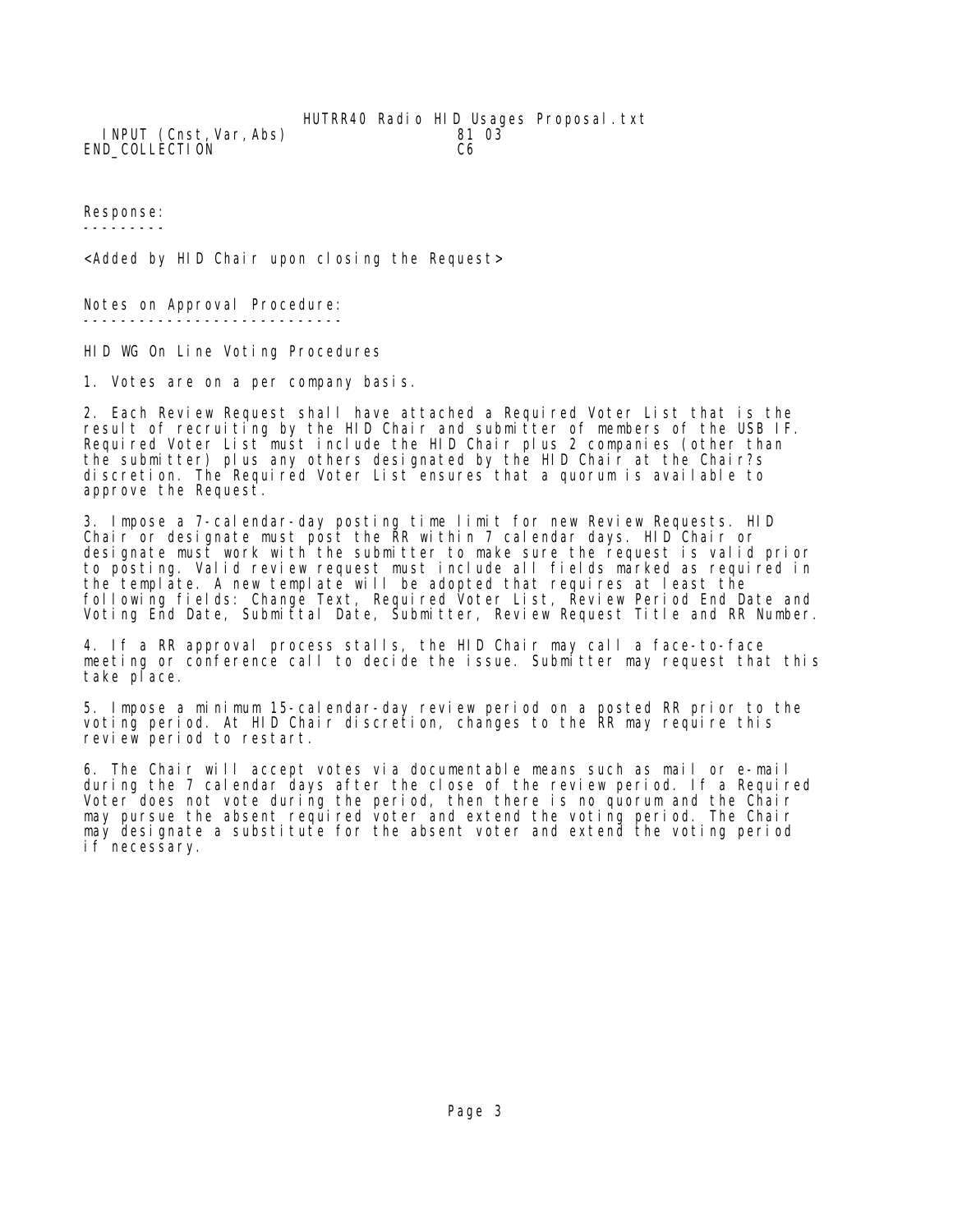```
  INPUT (Cnst,Var,Abs)                81 03
END_COLLECTION                        C6
```

Response:
---------

<Added by HID Chair upon closing the Request>

Notes on Approval Procedure:
----------------------------

HID WG On Line Voting Procedures

1. Votes are on a per company basis.

2. Each Review Request shall have attached a Required Voter List that is the result of recruiting by the HID Chair and submitter of members of the USB IF. Required Voter List must include the HID Chair plus 2 companies (other than the submitter) plus any others designated by the HID Chair at the Chair?s discretion. The Required Voter List ensures that a quorum is available to approve the Request.

3. Impose a 7-calendar-day posting time limit for new Review Requests. HID Chair or designate must post the RR within 7 calendar days. HID Chair or designate must work with the submitter to make sure the request is valid prior to posting. Valid review request must include all fields marked as required in the template. A new template will be adopted that requires at least the following fields: Change Text, Required Voter List, Review Period End Date and Voting End Date, Submittal Date, Submitter, Review Request Title and RR Number.

4. If a RR approval process stalls, the HID Chair may call a face-to-face meeting or conference call to decide the issue. Submitter may request that this take place.

5. Impose a minimum 15-calendar-day review period on a posted RR prior to the voting period. At HID Chair discretion, changes to the RR may require this review period to restart.

6. The Chair will accept votes via documentable means such as mail or e-mail during the 7 calendar days after the close of the review period. If a Required Voter does not vote during the period, then there is no quorum and the Chair may pursue the absent required voter and extend the voting period. The Chair may designate a substitute for the absent voter and extend the voting period if necessary.